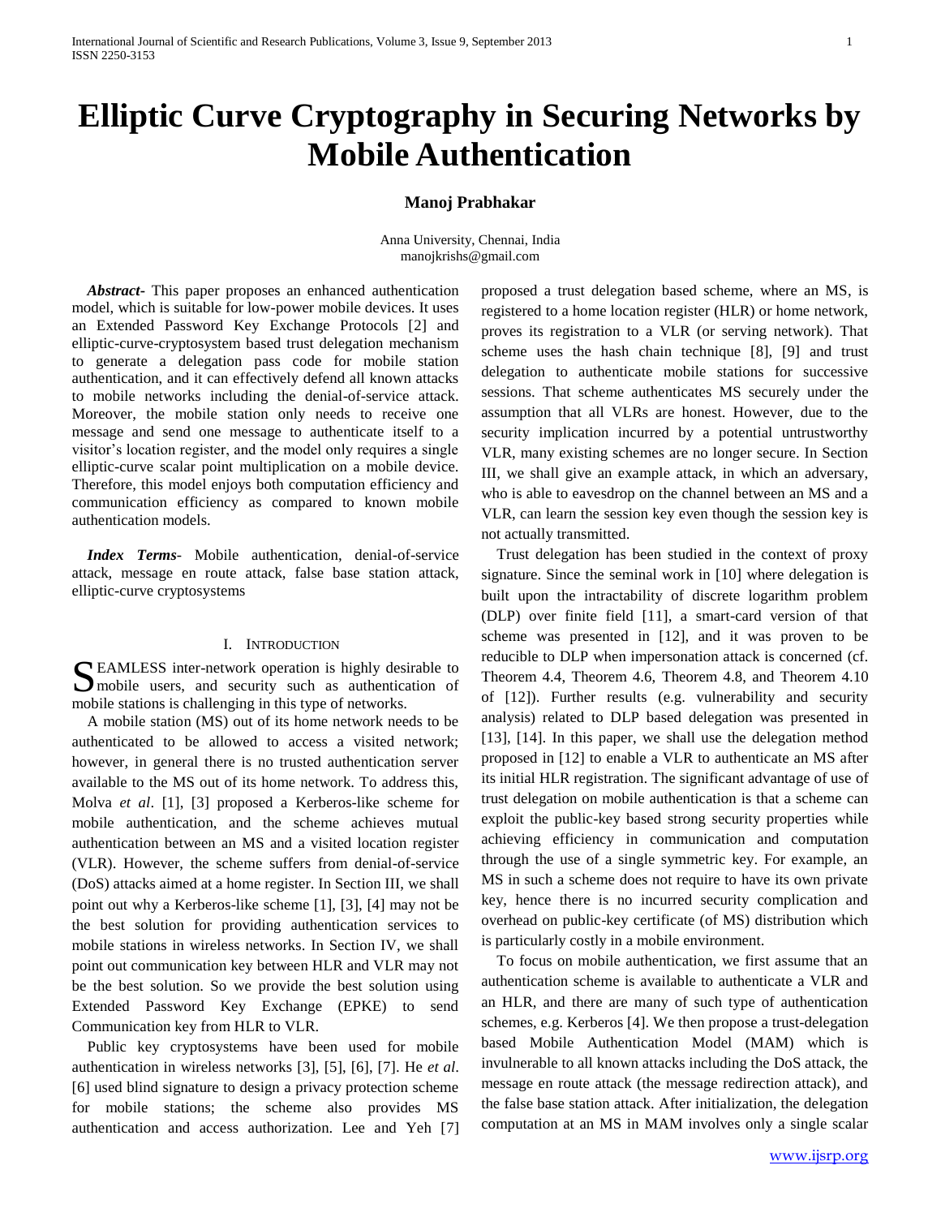# Elliptic Curve Cryptography in Securing Networks by Mobile Authentication

**Manoj Prabhakar**

Anna University, Chennai, India
manojkrishs@gmail.com

***Abstract-*** This paper proposes an enhanced authentication model, which is suitable for low-power mobile devices. It uses an Extended Password Key Exchange Protocols [2] and elliptic-curve-cryptosystem based trust delegation mechanism to generate a delegation pass code for mobile station authentication, and it can effectively defend all known attacks to mobile networks including the denial-of-service attack. Moreover, the mobile station only needs to receive one message and send one message to authenticate itself to a visitor's location register, and the model only requires a single elliptic-curve scalar point multiplication on a mobile device. Therefore, this model enjoys both computation efficiency and communication efficiency as compared to known mobile authentication models.

***Index Terms-*** Mobile authentication, denial-of-service attack, message en route attack, false base station attack, elliptic-curve cryptosystems

## I. Introduction

SEAMLESS inter-network operation is highly desirable to mobile users, and security such as authentication of mobile stations is challenging in this type of networks.

A mobile station (MS) out of its home network needs to be authenticated to be allowed to access a visited network; however, in general there is no trusted authentication server available to the MS out of its home network. To address this, Molva *et al*. [1], [3] proposed a Kerberos-like scheme for mobile authentication, and the scheme achieves mutual authentication between an MS and a visited location register (VLR). However, the scheme suffers from denial-of-service (DoS) attacks aimed at a home register. In Section III, we shall point out why a Kerberos-like scheme [1], [3], [4] may not be the best solution for providing authentication services to mobile stations in wireless networks. In Section IV, we shall point out communication key between HLR and VLR may not be the best solution. So we provide the best solution using Extended Password Key Exchange (EPKE) to send Communication key from HLR to VLR.

Public key cryptosystems have been used for mobile authentication in wireless networks [3], [5], [6], [7]. He *et al*. [6] used blind signature to design a privacy protection scheme for mobile stations; the scheme also provides MS authentication and access authorization. Lee and Yeh [7] proposed a trust delegation based scheme, where an MS, is registered to a home location register (HLR) or home network, proves its registration to a VLR (or serving network). That scheme uses the hash chain technique [8], [9] and trust delegation to authenticate mobile stations for successive sessions. That scheme authenticates MS securely under the assumption that all VLRs are honest. However, due to the security implication incurred by a potential untrustworthy VLR, many existing schemes are no longer secure. In Section III, we shall give an example attack, in which an adversary, who is able to eavesdrop on the channel between an MS and a VLR, can learn the session key even though the session key is not actually transmitted.

Trust delegation has been studied in the context of proxy signature. Since the seminal work in [10] where delegation is built upon the intractability of discrete logarithm problem (DLP) over finite field [11], a smart-card version of that scheme was presented in [12], and it was proven to be reducible to DLP when impersonation attack is concerned (cf. Theorem 4.4, Theorem 4.6, Theorem 4.8, and Theorem 4.10 of [12]). Further results (e.g. vulnerability and security analysis) related to DLP based delegation was presented in [13], [14]. In this paper, we shall use the delegation method proposed in [12] to enable a VLR to authenticate an MS after its initial HLR registration. The significant advantage of use of trust delegation on mobile authentication is that a scheme can exploit the public-key based strong security properties while achieving efficiency in communication and computation through the use of a single symmetric key. For example, an MS in such a scheme does not require to have its own private key, hence there is no incurred security complication and overhead on public-key certificate (of MS) distribution which is particularly costly in a mobile environment.

To focus on mobile authentication, we first assume that an authentication scheme is available to authenticate a VLR and an HLR, and there are many of such type of authentication schemes, e.g. Kerberos [4]. We then propose a trust-delegation based Mobile Authentication Model (MAM) which is invulnerable to all known attacks including the DoS attack, the message en route attack (the message redirection attack), and the false base station attack. After initialization, the delegation computation at an MS in MAM involves only a single scalar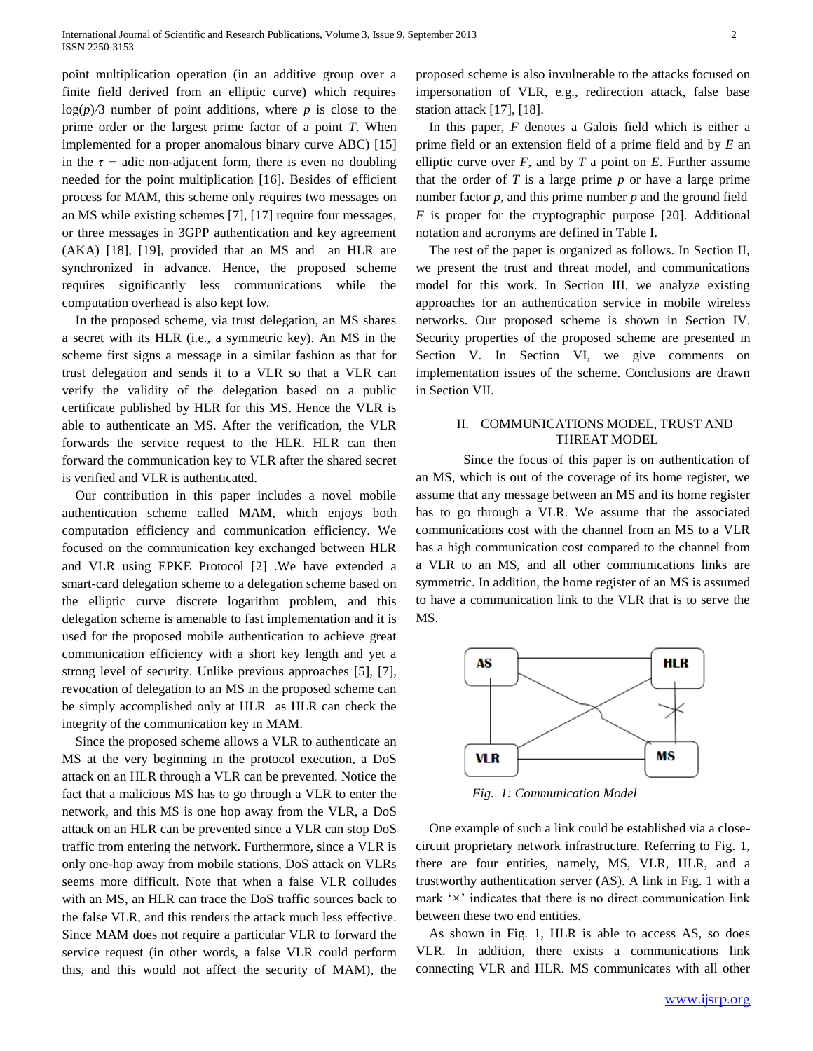point multiplication operation (in an additive group over a finite field derived from an elliptic curve) which requires $\log(p)/3$ number of point additions, where $p$ is close to the prime order or the largest prime factor of a point $T$. When implemented for a proper anomalous binary curve ABC) [15] in the $\tau -$ adic non-adjacent form, there is even no doubling needed for the point multiplication [16]. Besides of efficient process for MAM, this scheme only requires two messages on an MS while existing schemes [7], [17] require four messages, or three messages in 3GPP authentication and key agreement (AKA) [18], [19], provided that an MS and an HLR are synchronized in advance. Hence, the proposed scheme requires significantly less communications while the computation overhead is also kept low.

In the proposed scheme, via trust delegation, an MS shares a secret with its HLR (i.e., a symmetric key). An MS in the scheme first signs a message in a similar fashion as that for trust delegation and sends it to a VLR so that a VLR can verify the validity of the delegation based on a public certificate published by HLR for this MS. Hence the VLR is able to authenticate an MS. After the verification, the VLR forwards the service request to the HLR. HLR can then forward the communication key to VLR after the shared secret is verified and VLR is authenticated.

Our contribution in this paper includes a novel mobile authentication scheme called MAM, which enjoys both computation efficiency and communication efficiency. We focused on the communication key exchanged between HLR and VLR using EPKE Protocol [2] .We have extended a smart-card delegation scheme to a delegation scheme based on the elliptic curve discrete logarithm problem, and this delegation scheme is amenable to fast implementation and it is used for the proposed mobile authentication to achieve great communication efficiency with a short key length and yet a strong level of security. Unlike previous approaches [5], [7], revocation of delegation to an MS in the proposed scheme can be simply accomplished only at HLR as HLR can check the integrity of the communication key in MAM.

Since the proposed scheme allows a VLR to authenticate an MS at the very beginning in the protocol execution, a DoS attack on an HLR through a VLR can be prevented. Notice the fact that a malicious MS has to go through a VLR to enter the network, and this MS is one hop away from the VLR, a DoS attack on an HLR can be prevented since a VLR can stop DoS traffic from entering the network. Furthermore, since a VLR is only one-hop away from mobile stations, DoS attack on VLRs seems more difficult. Note that when a false VLR colludes with an MS, an HLR can trace the DoS traffic sources back to the false VLR, and this renders the attack much less effective. Since MAM does not require a particular VLR to forward the service request (in other words, a false VLR could perform this, and this would not affect the security of MAM), the proposed scheme is also invulnerable to the attacks focused on impersonation of VLR, e.g., redirection attack, false base station attack [17], [18].

In this paper, $F$ denotes a Galois field which is either a prime field or an extension field of a prime field and by $E$ an elliptic curve over $F$, and by $T$ a point on $E$. Further assume that the order of $T$ is a large prime $p$ or have a large prime number factor $p$, and this prime number $p$ and the ground field $F$ is proper for the cryptographic purpose [20]. Additional notation and acronyms are defined in Table I.

The rest of the paper is organized as follows. In Section II, we present the trust and threat model, and communications model for this work. In Section III, we analyze existing approaches for an authentication service in mobile wireless networks. Our proposed scheme is shown in Section IV. Security properties of the proposed scheme are presented in Section V. In Section VI, we give comments on implementation issues of the scheme. Conclusions are drawn in Section VII.

## II. COMMUNICATIONS MODEL, TRUST AND THREAT MODEL

Since the focus of this paper is on authentication of an MS, which is out of the coverage of its home register, we assume that any message between an MS and its home register has to go through a VLR. We assume that the associated communications cost with the channel from an MS to a VLR has a high communication cost compared to the channel from a VLR to an MS, and all other communications links are symmetric. In addition, the home register of an MS is assumed to have a communication link to the VLR that is to serve the MS.

*Fig. 1: Communication Model*

One example of such a link could be established via a close-circuit proprietary network infrastructure. Referring to Fig. 1, there are four entities, namely, MS, VLR, HLR, and a trustworthy authentication server (AS). A link in Fig. 1 with a mark '×' indicates that there is no direct communication link between these two end entities.

As shown in Fig. 1, HLR is able to access AS, so does VLR. In addition, there exists a communications link connecting VLR and HLR. MS communicates with all other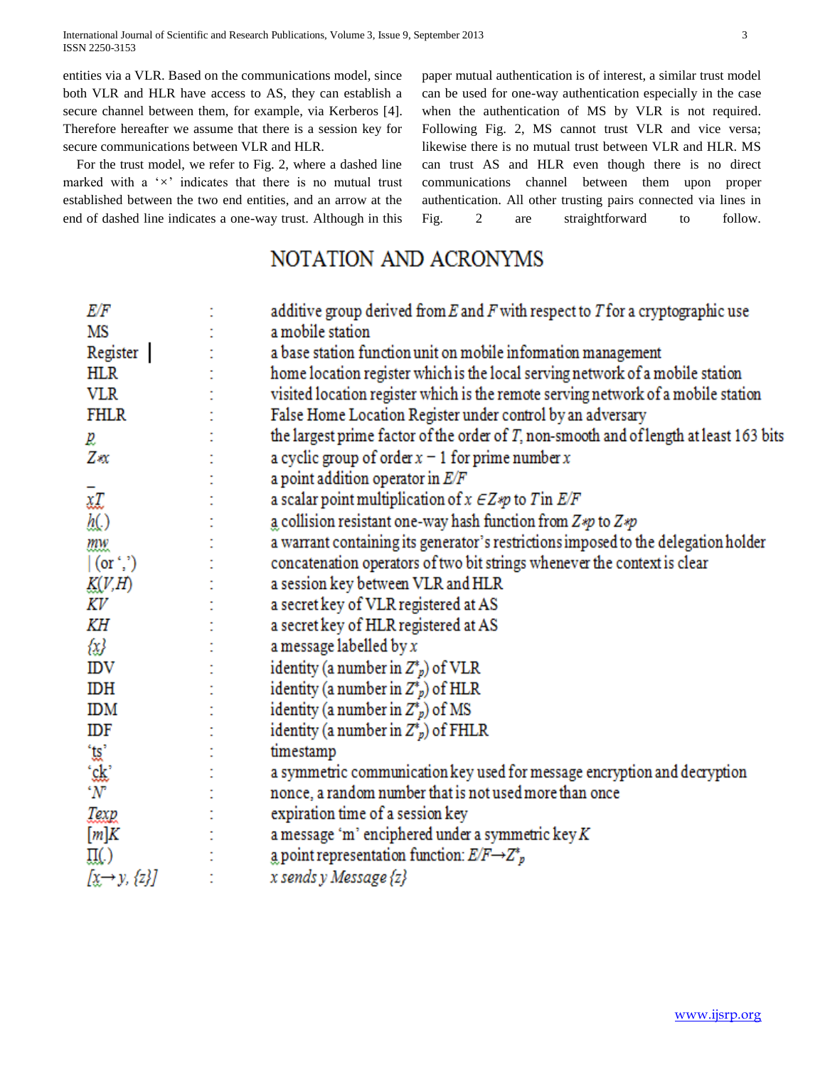entities via a VLR. Based on the communications model, since both VLR and HLR have access to AS, they can establish a secure channel between them, for example, via Kerberos [4]. Therefore hereafter we assume that there is a session key for secure communications between VLR and HLR.

For the trust model, we refer to Fig. 2, where a dashed line marked with a '×' indicates that there is no mutual trust established between the two end entities, and an arrow at the end of dashed line indicates a one-way trust. Although in this paper mutual authentication is of interest, a similar trust model can be used for one-way authentication especially in the case when the authentication of MS by VLR is not required. Following Fig. 2, MS cannot trust VLR and vice versa; likewise there is no mutual trust between VLR and HLR. MS can trust AS and HLR even though there is no direct communications channel between them upon proper authentication. All other trusting pairs connected via lines in Fig. 2 are straightforward to follow.

## NOTATION AND ACRONYMS

| | | |
|---|---|---|
| $E/F$ | : | additive group derived from $E$ and $F$ with respect to $T$ for a cryptographic use |
| MS | : | a mobile station |
| Register | : | a base station function unit on mobile information management |
| HLR | : | home location register which is the local serving network of a mobile station |
| VLR | : | visited location register which is the remote serving network of a mobile station |
| FHLR | : | False Home Location Register under control by an adversary |
| $p$ | : | the largest prime factor of the order of $T$, non-smooth and of length at least 163 bits |
| $Z*x$ | : | a cyclic group of order $x-1$ for prime number $x$ |
| _ | : | a point addition operator in $E/F$ |
| $xT$ | : | a scalar point multiplication of $x \in Z*p$ to $T$ in $E/F$ |
| $h(.)$ | : | a collision resistant one-way hash function from $Z*p$ to $Z*p$ |
| $mw$ | : | a warrant containing its generator's restrictions imposed to the delegation holder |
| \| (or ',') | : | concatenation operators of two bit strings whenever the context is clear |
| $K(V,H)$ | : | a session key between VLR and HLR |
| $KV$ | : | a secret key of VLR registered at AS |
| $KH$ | : | a secret key of HLR registered at AS |
| $\{x\}$ | : | a message labelled by $x$ |
| IDV | : | identity (a number in $Z^*_p$) of VLR |
| IDH | : | identity (a number in $Z^*_p$) of HLR |
| IDM | : | identity (a number in $Z^*_p$) of MS |
| IDF | : | identity (a number in $Z^*_p$) of FHLR |
| 'ts' | : | timestamp |
| 'ck' | : | a symmetric communication key used for message encryption and decryption |
| '$N$' | : | nonce, a random number that is not used more than once |
| $Texp$ | : | expiration time of a session key |
| $[m]K$ | : | a message 'm' enciphered under a symmetric key $K$ |
| $\Pi(.)$ | : | a point representation function: $E/F \rightarrow Z^*_p$ |
| $[x \rightarrow y, \{z\}]$ | : | $x$ sends $y$ Message $\{z\}$ |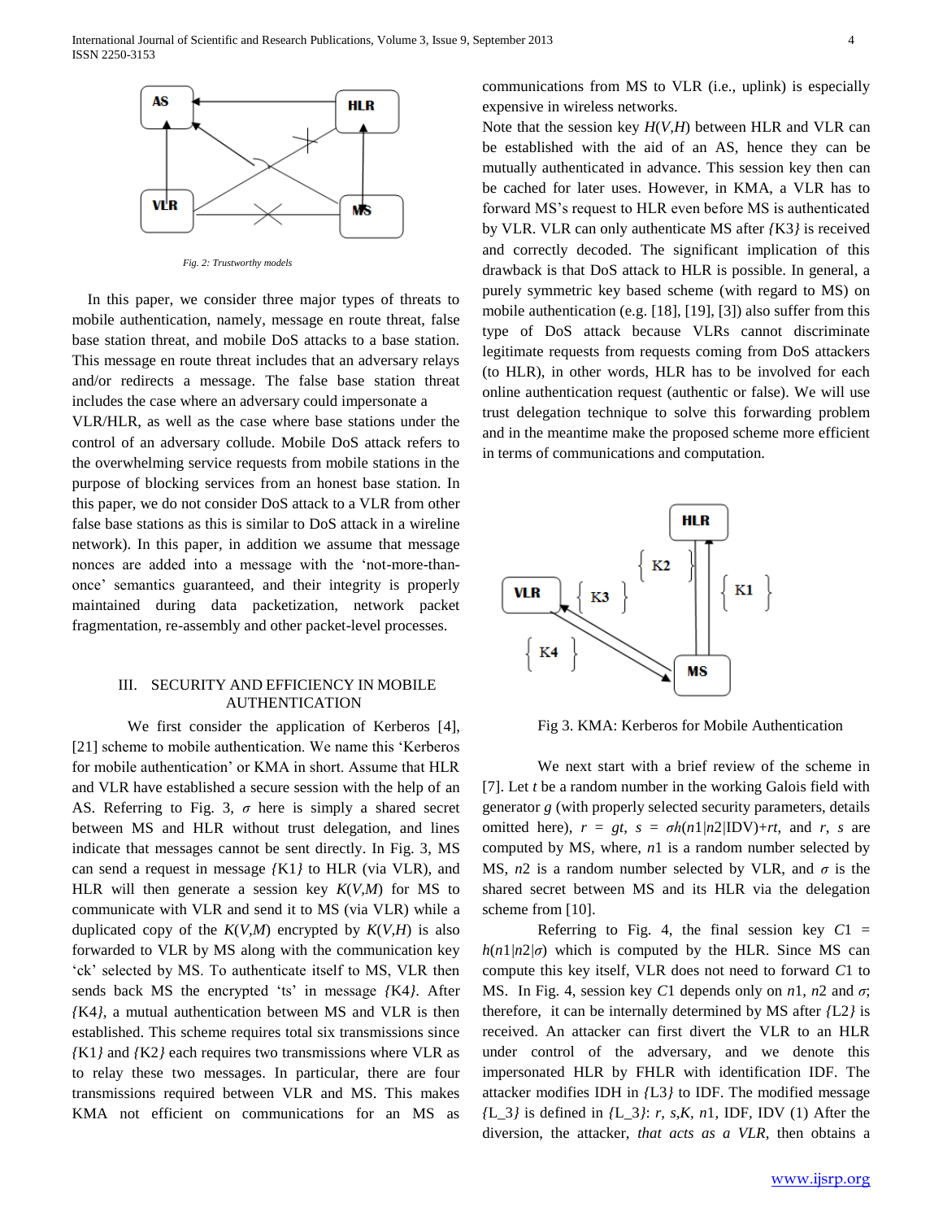Fig. 2: Trustworthy models

In this paper, we consider three major types of threats to mobile authentication, namely, message en route threat, false base station threat, and mobile DoS attacks to a base station. This message en route threat includes that an adversary relays and/or redirects a message. The false base station threat includes the case where an adversary could impersonate a VLR/HLR, as well as the case where base stations under the control of an adversary collude. Mobile DoS attack refers to the overwhelming service requests from mobile stations in the purpose of blocking services from an honest base station. In this paper, we do not consider DoS attack to a VLR from other false base stations as this is similar to DoS attack in a wireline network). In this paper, in addition we assume that message nonces are added into a message with the 'not-more-than-once' semantics guaranteed, and their integrity is properly maintained during data packetization, network packet fragmentation, re-assembly and other packet-level processes.

## III. SECURITY AND EFFICIENCY IN MOBILE AUTHENTICATION

We first consider the application of Kerberos [4], [21] scheme to mobile authentication. We name this 'Kerberos for mobile authentication' or KMA in short. Assume that HLR and VLR have established a secure session with the help of an AS. Referring to Fig. 3, $\sigma$ here is simply a shared secret between MS and HLR without trust delegation, and lines indicate that messages cannot be sent directly. In Fig. 3, MS can send a request in message *{*K1*}* to HLR (via VLR), and HLR will then generate a session key $K(V,M)$ for MS to communicate with VLR and send it to MS (via VLR) while a duplicated copy of the $K(V,M)$ encrypted by $K(V,H)$ is also forwarded to VLR by MS along with the communication key 'ck' selected by MS. To authenticate itself to MS, VLR then sends back MS the encrypted 'ts' in message *{*K4*}*. After *{*K4*}*, a mutual authentication between MS and VLR is then established. This scheme requires total six transmissions since *{*K1*}* and *{*K2*}* each requires two transmissions where VLR as to relay these two messages. In particular, there are four transmissions required between VLR and MS. This makes KMA not efficient on communications for an MS as communications from MS to VLR (i.e., uplink) is especially expensive in wireless networks.

Note that the session key $H(V,H)$ between HLR and VLR can be established with the aid of an AS, hence they can be mutually authenticated in advance. This session key then can be cached for later uses. However, in KMA, a VLR has to forward MS's request to HLR even before MS is authenticated by VLR. VLR can only authenticate MS after *{*K3*}* is received and correctly decoded. The significant implication of this drawback is that DoS attack to HLR is possible. In general, a purely symmetric key based scheme (with regard to MS) on mobile authentication (e.g. [18], [19], [3]) also suffer from this type of DoS attack because VLRs cannot discriminate legitimate requests from requests coming from DoS attackers (to HLR), in other words, HLR has to be involved for each online authentication request (authentic or false). We will use trust delegation technique to solve this forwarding problem and in the meantime make the proposed scheme more efficient in terms of communications and computation.

Fig 3. KMA: Kerberos for Mobile Authentication

We next start with a brief review of the scheme in [7]. Let $t$ be a random number in the working Galois field with generator $g$ (with properly selected security parameters, details omitted here), $r = gt$, $s = \sigma h(n1|n2|\text{IDV})+rt$, and $r$, $s$ are computed by MS, where, $n1$ is a random number selected by MS, $n2$ is a random number selected by VLR, and $\sigma$ is the shared secret between MS and its HLR via the delegation scheme from [10].

Referring to Fig. 4, the final session key $C1 = h(n1|n2|\sigma)$ which is computed by the HLR. Since MS can compute this key itself, VLR does not need to forward $C1$ to MS. In Fig. 4, session key $C1$ depends only on $n1$, $n2$ and $\sigma$; therefore, it can be internally determined by MS after *{*L2*}* is received. An attacker can first divert the VLR to an HLR under control of the adversary, and we denote this impersonated HLR by FHLR with identification IDF. The attacker modifies IDH in *{*L3*}* to IDF. The modified message *{*L_3*}* is defined in *{*L_3*}*: $r$, $s$,$K$, $n1$, IDF, IDV (1) After the diversion, the attacker, *that acts as a VLR*, then obtains a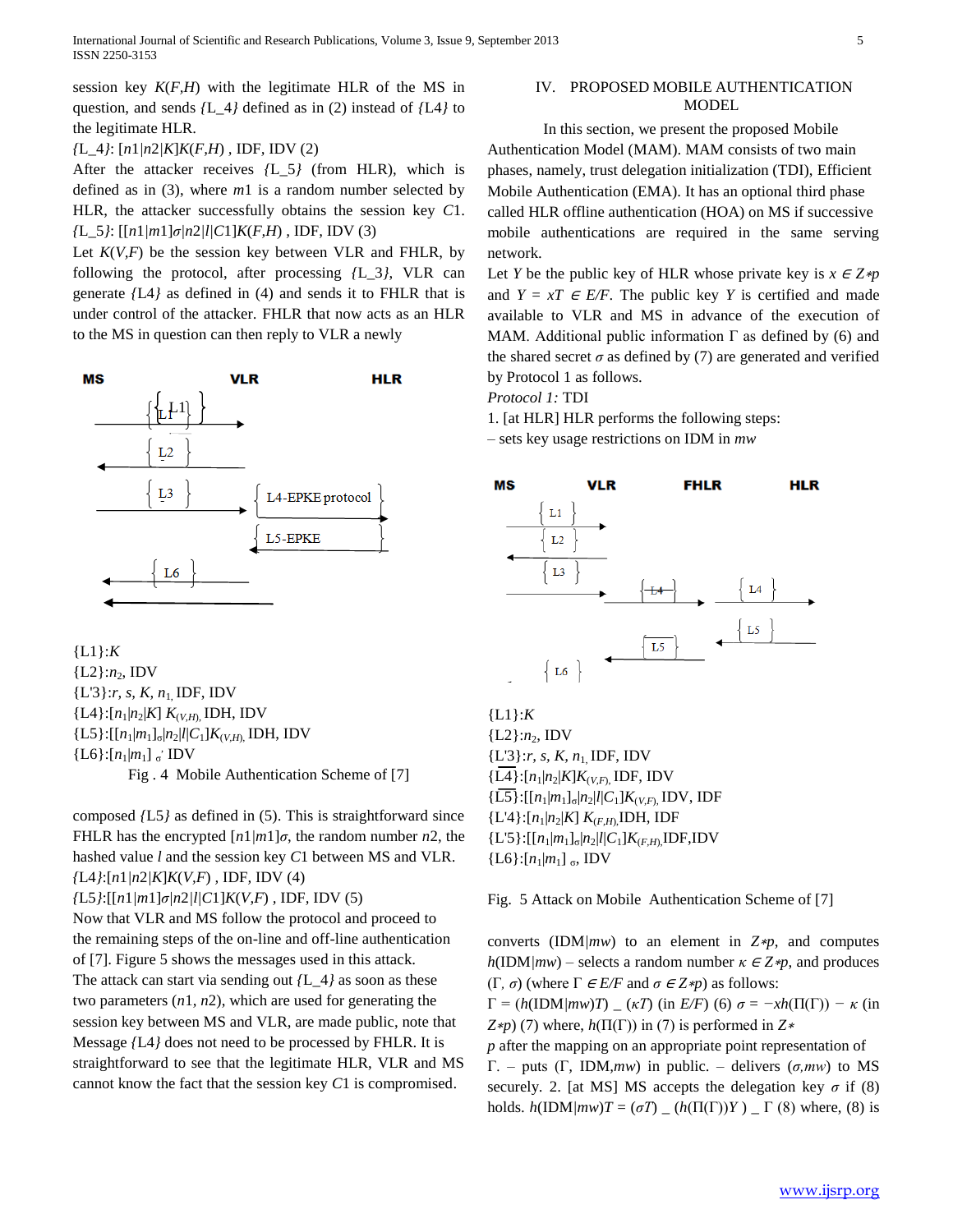session key $K(F,H)$ with the legitimate HLR of the MS in question, and sends {L_4} defined as in (2) instead of {L4} to the legitimate HLR.

{L_4}: $[n1|n2|K]K(F,H)$ , IDF, IDV (2)

After the attacker receives {L_5} (from HLR), which is defined as in (3), where $m1$ is a random number selected by HLR, the attacker successfully obtains the session key $C1$.

{L_5}: $[[n1|m1]\sigma|n2|l|C1]K(F,H)$ , IDF, IDV (3)

Let $K(V,F)$ be the session key between VLR and FHLR, by following the protocol, after processing {L_3}, VLR can generate {L4} as defined in (4) and sends it to FHLR that is under control of the attacker. FHLR that now acts as an HLR to the MS in question can then reply to VLR a newly

MS VLR HLR

{L1}

L2

L3 | L4-EPKE protocol

L5-EPKE

L6

{L1}:$K$

{L2}:$n_2$, IDV

{L'3}:$r$, $s$, $K$, $n_1$, IDF, IDV

{L4}:$[n_1|n_2|K]$ $K_{(V,H)}$, IDH, IDV

{L5}:$[[n_1|m_1]_\sigma|n_2|l|C_1]K_{(V,H)}$, IDH, IDV

{L6}:$[n_1|m_1]$ $_{\sigma'}$ IDV

Fig . 4 Mobile Authentication Scheme of [7]

composed {L5} as defined in (5). This is straightforward since FHLR has the encrypted $[n1|m1]\sigma$, the random number $n2$, the hashed value $l$ and the session key $C1$ between MS and VLR.

{L4}:$[n1|n2|K]K(V,F)$ , IDF, IDV (4)

{L5}:$[[n1|m1]\sigma|n2|l|C1]K(V,F)$ , IDF, IDV (5)

Now that VLR and MS follow the protocol and proceed to the remaining steps of the on-line and off-line authentication of [7]. Figure 5 shows the messages used in this attack.

The attack can start via sending out {L_4} as soon as these two parameters ($n1$, $n2$), which are used for generating the session key between MS and VLR, are made public, note that Message {L4} does not need to be processed by FHLR. It is straightforward to see that the legitimate HLR, VLR and MS cannot know the fact that the session key $C1$ is compromised.

## IV. PROPOSED MOBILE AUTHENTICATION MODEL

In this section, we present the proposed Mobile Authentication Model (MAM). MAM consists of two main phases, namely, trust delegation initialization (TDI), Efficient Mobile Authentication (EMA). It has an optional third phase called HLR offline authentication (HOA) on MS if successive mobile authentications are required in the same serving network.

Let $Y$ be the public key of HLR whose private key is $x \in Z*p$ and $Y = xT \in E/F$. The public key $Y$ is certified and made available to VLR and MS in advance of the execution of MAM. Additional public information $\Gamma$ as defined by (6) and the shared secret $\sigma$ as defined by (7) are generated and verified by Protocol 1 as follows.

*Protocol 1:* TDI

1. [at HLR] HLR performs the following steps:

– sets key usage restrictions on IDM in *mw*

MS VLR FHLR HLR

L1

L2

L3 | L4 | L4

L5 | L5

L6

{L1}:$K$

{L2}:$n_2$, IDV

{L'3}:$r$, $s$, $K$, $n_1$, IDF, IDV

{L4}:$[n_1|n_2|K]K_{(V,F)}$, IDF, IDV

{L5}:$[[n_1|m_1]_\sigma|n_2|l|C_1]K_{(V,F)}$, IDV, IDF

{L'4}:$[n_1|n_2|K]$ $K_{(F,H)}$,IDH, IDF

{L'5}:$[[n_1|m_1]_\sigma|n_2|l|C_1]K_{(F,H)}$,IDF,IDV

{L6}:$[n_1|m_1]$ $_\sigma$, IDV

Fig. 5 Attack on Mobile Authentication Scheme of [7]

converts (IDM|*mw*) to an element in $Z*p$, and computes $h$(IDM|*mw*) – selects a random number $\kappa \in Z*p$, and produces ($\Gamma$, $\sigma$) (where $\Gamma \in E/F$ and $\sigma \in Z*p$) as follows:

$\Gamma = (h(\text{IDM}|mw)T)$ _ $(\kappa T)$ (in $E/F$) (6) $\sigma = -xh(\Pi(\Gamma)) - \kappa$ (in $Z*p$) (7) where, $h(\Pi(\Gamma))$ in (7) is performed in $Z*$ $p$ after the mapping on an appropriate point representation of $\Gamma$. – puts ($\Gamma$, IDM,*mw*) in public. – delivers ($\sigma$,*mw*) to MS securely. 2. [at MS] MS accepts the delegation key $\sigma$ if (8) holds. $h(\text{IDM}|mw)T = (\sigma T)$ _ $(h(\Pi(\Gamma))Y)$ _ $\Gamma$ (8) where, (8) is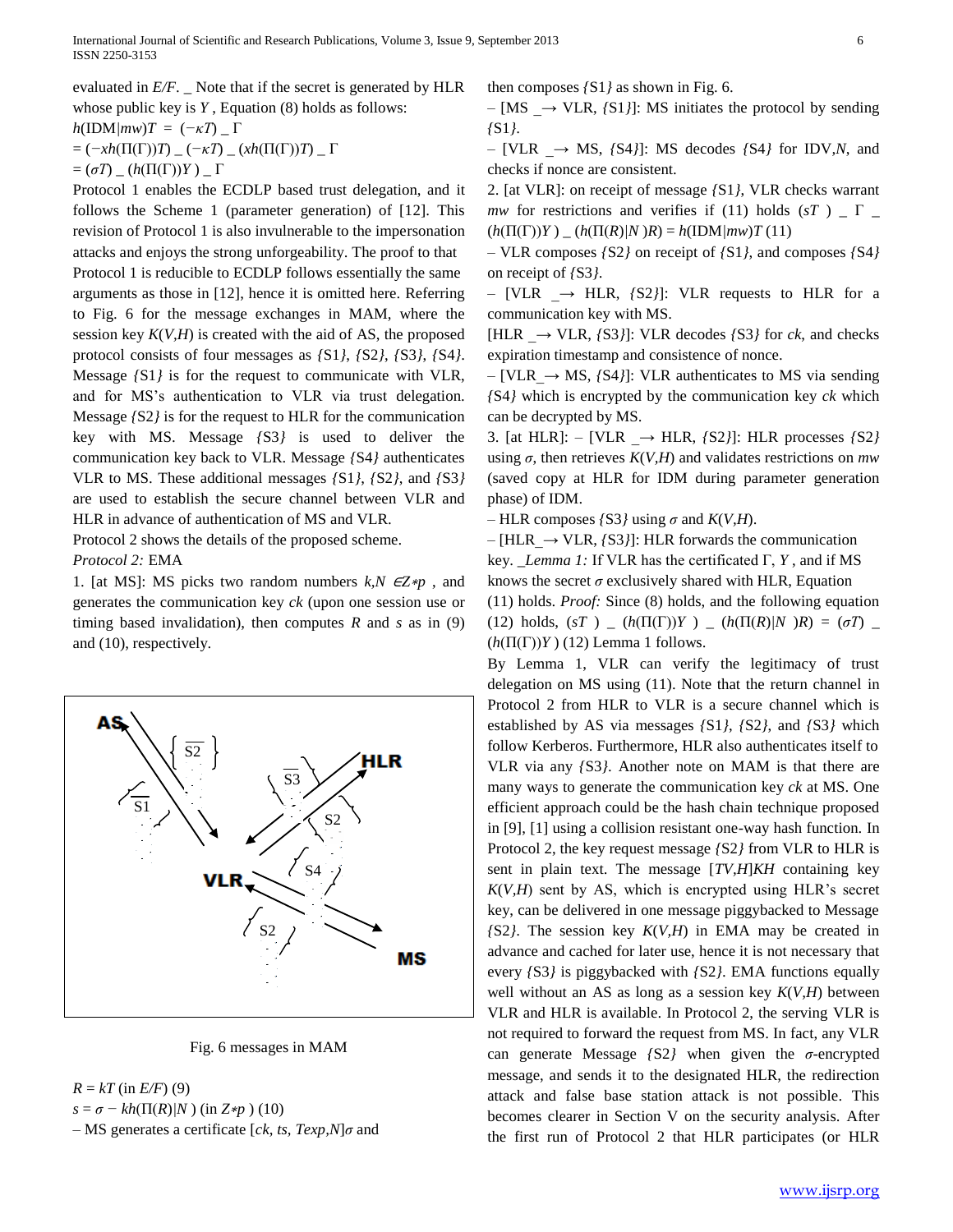evaluated in $E/F$. _ Note that if the secret is generated by HLR whose public key is $Y$, Equation (8) holds as follows:

$h(\text{IDM}|mw)T = (-\kappa T)$ _ $\Gamma$

$= (-xh(\Pi(\Gamma))T)$ _ $(-\kappa T)$ _ $(xh(\Pi(\Gamma))T)$ _ $\Gamma$

$= (\sigma T)$ _ $(h(\Pi(\Gamma))Y)$ _ $\Gamma$

Protocol 1 enables the ECDLP based trust delegation, and it follows the Scheme 1 (parameter generation) of [12]. This revision of Protocol 1 is also invulnerable to the impersonation attacks and enjoys the strong unforgeability. The proof to that Protocol 1 is reducible to ECDLP follows essentially the same arguments as those in [12], hence it is omitted here. Referring to Fig. 6 for the message exchanges in MAM, where the session key $K(V,H)$ is created with the aid of AS, the proposed protocol consists of four messages as {S1}, {S2}, {S3}, {S4}. Message {S1} is for the request to communicate with VLR, and for MS's authentication to VLR via trust delegation. Message {S2} is for the request to HLR for the communication key with MS. Message {S3} is used to deliver the communication key back to VLR. Message {S4} authenticates VLR to MS. These additional messages {S1}, {S2}, and {S3} are used to establish the secure channel between VLR and HLR in advance of authentication of MS and VLR.

Protocol 2 shows the details of the proposed scheme.

*Protocol 2:* EMA

1. [at MS]: MS picks two random numbers $k,N \in Z*p$ , and generates the communication key $ck$ (upon one session use or timing based invalidation), then computes $R$ and $s$ as in (9) and (10), respectively.

Fig. 6 messages in MAM

$R = kT$ (in $E/F$) (9)

$s = \sigma - kh(\Pi(R)|N)$ (in $Z*p$ ) (10)

– MS generates a certificate $[ck, ts, Texp,N]\sigma$ and then composes {S1} as shown in Fig. 6.

– [MS _→ VLR, {S1}]: MS initiates the protocol by sending {S1}.

– [VLR _→ MS, {S4}]: MS decodes {S4} for IDV,$N$, and checks if nonce are consistent.

2. [at VLR]: on receipt of message {S1}, VLR checks warrant $mw$ for restrictions and verifies if (11) holds $(sT)$ _ $\Gamma$ _ $(h(\Pi(\Gamma))Y)$ _ $(h(\Pi(R)|N)R) = h(\text{IDM}|mw)T$ (11)

– VLR composes {S2} on receipt of {S1}, and composes {S4} on receipt of {S3}.

– [VLR _→ HLR, {S2}]: VLR requests to HLR for a communication key with MS.

[HLR _→ VLR, {S3}]: VLR decodes {S3} for $ck$, and checks expiration timestamp and consistence of nonce.

– [VLR_→ MS, {S4}]: VLR authenticates to MS via sending {S4} which is encrypted by the communication key $ck$ which can be decrypted by MS.

3. [at HLR]: – [VLR _→ HLR, {S2}]: HLR processes {S2} using $\sigma$, then retrieves $K(V,H)$ and validates restrictions on $mw$ (saved copy at HLR for IDM during parameter generation phase) of IDM.

– HLR composes {S3} using $\sigma$ and $K(V,H)$.

– [HLR_→ VLR, {S3}]: HLR forwards the communication key. _*Lemma 1:* If VLR has the certificated $\Gamma$, $Y$ , and if MS knows the secret $\sigma$ exclusively shared with HLR, Equation (11) holds. *Proof:* Since (8) holds, and the following equation (12) holds, $(sT)$ _ $(h(\Pi(\Gamma))Y)$ _ $(h(\Pi(R)|N)R) = (\sigma T)$ _ $(h(\Pi(\Gamma))Y)$ (12) Lemma 1 follows.

By Lemma 1, VLR can verify the legitimacy of trust delegation on MS using (11). Note that the return channel in Protocol 2 from HLR to VLR is a secure channel which is established by AS via messages {S1}, {S2}, and {S3} which follow Kerberos. Furthermore, HLR also authenticates itself to VLR via any {S3}. Another note on MAM is that there are many ways to generate the communication key $ck$ at MS. One efficient approach could be the hash chain technique proposed in [9], [1] using a collision resistant one-way hash function. In Protocol 2, the key request message {S2} from VLR to HLR is sent in plain text. The message $[TV,H]KH$ containing key $K(V,H)$ sent by AS, which is encrypted using HLR's secret key, can be delivered in one message piggybacked to Message {S2}. The session key $K(V,H)$ in EMA may be created in advance and cached for later use, hence it is not necessary that every {S3} is piggybacked with {S2}. EMA functions equally well without an AS as long as a session key $K(V,H)$ between VLR and HLR is available. In Protocol 2, the serving VLR is not required to forward the request from MS. In fact, any VLR can generate Message {S2} when given the $\sigma$-encrypted message, and sends it to the designated HLR, the redirection attack and false base station attack is not possible. This becomes clearer in Section V on the security analysis. After the first run of Protocol 2 that HLR participates (or HLR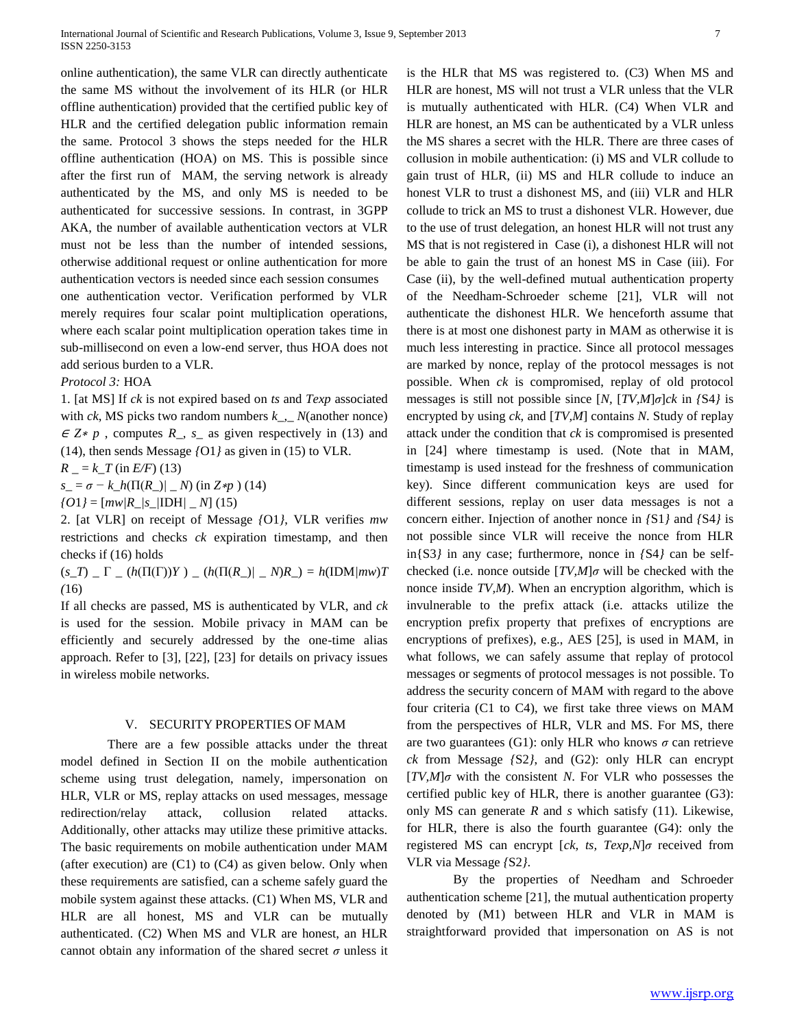online authentication), the same VLR can directly authenticate the same MS without the involvement of its HLR (or HLR offline authentication) provided that the certified public key of HLR and the certified delegation public information remain the same. Protocol 3 shows the steps needed for the HLR offline authentication (HOA) on MS. This is possible since after the first run of MAM, the serving network is already authenticated by the MS, and only MS is needed to be authenticated for successive sessions. In contrast, in 3GPP AKA, the number of available authentication vectors at VLR must not be less than the number of intended sessions, otherwise additional request or online authentication for more authentication vectors is needed since each session consumes one authentication vector. Verification performed by VLR merely requires four scalar point multiplication operations, where each scalar point multiplication operation takes time in sub-millisecond on even a low-end server, thus HOA does not add serious burden to a VLR.

*Protocol 3:* HOA

1. [at MS] If *ck* is not expired based on *ts* and *Texp* associated with *ck*, MS picks two random numbers $k\_, \_N$(another nonce) $\in Z*p$ , computes $R\_$, $s\_$ as given respectively in (13) and (14), then sends Message *{*O1*}* as given in (15) to VLR.

$R\_ = k\_T$ (in *E/F*) (13)

$s\_ = \sigma - k\_h(\Pi(R\_)| \_ N)$ (in $Z*p$ ) (14)

$\{O1\} = [mw|R\_|s\_|IDH| \_ N]$ (15)

2. [at VLR] on receipt of Message *{*O1*}*, VLR verifies *mw* restrictions and checks *ck* expiration timestamp, and then checks if (16) holds

$(s\_T) \_ \Gamma \_ (h(\Pi(\Gamma))Y) \_ (h(\Pi(R\_)| \_ N)R\_) = h(IDM|mw)T$ (16)

If all checks are passed, MS is authenticated by VLR, and *ck* is used for the session. Mobile privacy in MAM can be efficiently and securely addressed by the one-time alias approach. Refer to [3], [22], [23] for details on privacy issues in wireless mobile networks.

## V. SECURITY PROPERTIES OF MAM

There are a few possible attacks under the threat model defined in Section II on the mobile authentication scheme using trust delegation, namely, impersonation on HLR, VLR or MS, replay attacks on used messages, message redirection/relay attack, collusion related attacks. Additionally, other attacks may utilize these primitive attacks. The basic requirements on mobile authentication under MAM (after execution) are (C1) to (C4) as given below. Only when these requirements are satisfied, can a scheme safely guard the mobile system against these attacks. (C1) When MS, VLR and HLR are all honest, MS and VLR can be mutually authenticated. (C2) When MS and VLR are honest, an HLR cannot obtain any information of the shared secret $\sigma$ unless it is the HLR that MS was registered to. (C3) When MS and HLR are honest, MS will not trust a VLR unless that the VLR is mutually authenticated with HLR. (C4) When VLR and HLR are honest, an MS can be authenticated by a VLR unless the MS shares a secret with the HLR. There are three cases of collusion in mobile authentication: (i) MS and VLR collude to gain trust of HLR, (ii) MS and HLR collude to induce an honest VLR to trust a dishonest MS, and (iii) VLR and HLR collude to trick an MS to trust a dishonest VLR. However, due to the use of trust delegation, an honest HLR will not trust any MS that is not registered in Case (i), a dishonest HLR will not be able to gain the trust of an honest MS in Case (iii). For Case (ii), by the well-defined mutual authentication property of the Needham-Schroeder scheme [21], VLR will not authenticate the dishonest HLR. We henceforth assume that there is at most one dishonest party in MAM as otherwise it is much less interesting in practice. Since all protocol messages are marked by nonce, replay of the protocol messages is not possible. When *ck* is compromised, replay of old protocol messages is still not possible since $[N, [TV,M]\sigma]ck$ in *{*S4*}* is encrypted by using *ck*, and $[TV,M]$ contains *N*. Study of replay attack under the condition that *ck* is compromised is presented in [24] where timestamp is used. (Note that in MAM, timestamp is used instead for the freshness of communication key). Since different communication keys are used for different sessions, replay on user data messages is not a concern either. Injection of another nonce in *{*S1*}* and *{*S4*}* is not possible since VLR will receive the nonce from HLR in{S3*}* in any case; furthermore, nonce in *{*S4*}* can be self-checked (i.e. nonce outside $[TV,M]\sigma$ will be checked with the nonce inside *TV,M*). When an encryption algorithm, which is invulnerable to the prefix attack (i.e. attacks utilize the encryption prefix property that prefixes of encryptions are encryptions of prefixes), e.g., AES [25], is used in MAM, in what follows, we can safely assume that replay of protocol messages or segments of protocol messages is not possible. To address the security concern of MAM with regard to the above four criteria (C1 to C4), we first take three views on MAM from the perspectives of HLR, VLR and MS. For MS, there are two guarantees (G1): only HLR who knows $\sigma$ can retrieve *ck* from Message *{*S2*}*, and (G2): only HLR can encrypt $[TV,M]\sigma$ with the consistent *N*. For VLR who possesses the certified public key of HLR, there is another guarantee (G3): only MS can generate *R* and *s* which satisfy (11). Likewise, for HLR, there is also the fourth guarantee (G4): only the registered MS can encrypt $[ck, ts, Texp,N]\sigma$ received from VLR via Message *{*S2*}*.

By the properties of Needham and Schroeder authentication scheme [21], the mutual authentication property denoted by (M1) between HLR and VLR in MAM is straightforward provided that impersonation on AS is not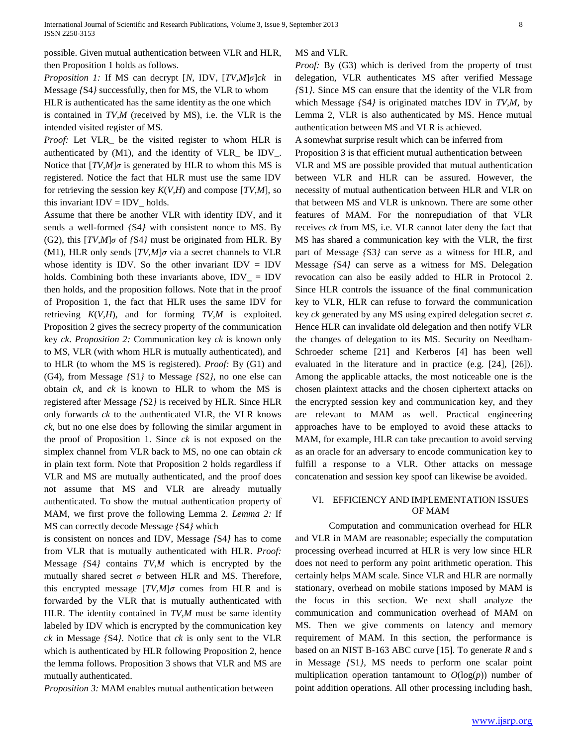possible. Given mutual authentication between VLR and HLR, then Proposition 1 holds as follows.

*Proposition 1:* If MS can decrypt $[N, \text{IDV}, [TV,M]\sigma]ck$ in Message *{*S4*}* successfully, then for MS, the VLR to whom HLR is authenticated has the same identity as the one which is contained in $TV,M$ (received by MS), i.e. the VLR is the intended visited register of MS.

*Proof:* Let VLR_ be the visited register to whom HLR is authenticated by (M1), and the identity of VLR_ be IDV_. Notice that $[TV,M]\sigma$ is generated by HLR to whom this MS is registered. Notice the fact that HLR must use the same IDV for retrieving the session key $K(V,H)$ and compose $[TV,M]$, so this invariant IDV = IDV_ holds.

Assume that there be another VLR with identity IDV, and it sends a well-formed *{*S4*}* with consistent nonce to MS. By (G2), this $[TV,M]\sigma$ of *{*S4*}* must be originated from HLR. By (M1), HLR only sends $[TV,M]\sigma$ via a secret channels to VLR whose identity is IDV. So the other invariant IDV = IDV holds. Combining both these invariants above, IDV_ = IDV then holds, and the proposition follows. Note that in the proof of Proposition 1, the fact that HLR uses the same IDV for retrieving $K(V,H)$, and for forming $TV,M$ is exploited. Proposition 2 gives the secrecy property of the communication key $ck$. *Proposition 2:* Communication key $ck$ is known only to MS, VLR (with whom HLR is mutually authenticated), and to HLR (to whom the MS is registered). *Proof:* By (G1) and (G4), from Message *{*S1*}* to Message *{*S2*}*, no one else can obtain $ck$, and $ck$ is known to HLR to whom the MS is registered after Message *{*S2*}* is received by HLR. Since HLR only forwards $ck$ to the authenticated VLR, the VLR knows $ck$, but no one else does by following the similar argument in the proof of Proposition 1. Since $ck$ is not exposed on the simplex channel from VLR back to MS, no one can obtain $ck$ in plain text form. Note that Proposition 2 holds regardless if VLR and MS are mutually authenticated, and the proof does not assume that MS and VLR are already mutually authenticated. To show the mutual authentication property of MAM, we first prove the following Lemma 2. *Lemma 2:* If MS can correctly decode Message *{*S4*}* which is consistent on nonces and IDV, Message *{*S4*}* has to come from VLR that is mutually authenticated with HLR. *Proof:* Message *{*S4*}* contains $TV,M$ which is encrypted by the mutually shared secret $\sigma$ between HLR and MS. Therefore, this encrypted message $[TV,M]\sigma$ comes from HLR and is forwarded by the VLR that is mutually authenticated with HLR. The identity contained in $TV,M$ must be same identity labeled by IDV which is encrypted by the communication key $ck$ in Message *{*S4*}*. Notice that $ck$ is only sent to the VLR which is authenticated by HLR following Proposition 2, hence the lemma follows. Proposition 3 shows that VLR and MS are mutually authenticated.

*Proposition 3:* MAM enables mutual authentication between MS and VLR.

*Proof:* By (G3) which is derived from the property of trust delegation, VLR authenticates MS after verified Message *{*S1*}*. Since MS can ensure that the identity of the VLR from which Message *{*S4*}* is originated matches IDV in $TV,M$, by Lemma 2, VLR is also authenticated by MS. Hence mutual authentication between MS and VLR is achieved.

A somewhat surprise result which can be inferred from Proposition 3 is that efficient mutual authentication between VLR and MS are possible provided that mutual authentication between VLR and HLR can be assured. However, the necessity of mutual authentication between HLR and VLR on that between MS and VLR is unknown. There are some other features of MAM. For the nonrepudiation of that VLR receives $ck$ from MS, i.e. VLR cannot later deny the fact that MS has shared a communication key with the VLR, the first part of Message *{*S3*}* can serve as a witness for HLR, and Message *{*S4*}* can serve as a witness for MS. Delegation revocation can also be easily added to HLR in Protocol 2. Since HLR controls the issuance of the final communication key to VLR, HLR can refuse to forward the communication key $ck$ generated by any MS using expired delegation secret $\sigma$. Hence HLR can invalidate old delegation and then notify VLR the changes of delegation to its MS. Security on Needham-Schroeder scheme [21] and Kerberos [4] has been well evaluated in the literature and in practice (e.g. [24], [26]). Among the applicable attacks, the most noticeable one is the chosen plaintext attacks and the chosen ciphertext attacks on the encrypted session key and communication key, and they are relevant to MAM as well. Practical engineering approaches have to be employed to avoid these attacks to MAM, for example, HLR can take precaution to avoid serving as an oracle for an adversary to encode communication key to fulfill a response to a VLR. Other attacks on message concatenation and session key spoof can likewise be avoided.

## VI. EFFICIENCY AND IMPLEMENTATION ISSUES OF MAM

Computation and communication overhead for HLR and VLR in MAM are reasonable; especially the computation processing overhead incurred at HLR is very low since HLR does not need to perform any point arithmetic operation. This certainly helps MAM scale. Since VLR and HLR are normally stationary, overhead on mobile stations imposed by MAM is the focus in this section. We next shall analyze the communication and communication overhead of MAM on MS. Then we give comments on latency and memory requirement of MAM. In this section, the performance is based on an NIST B-163 ABC curve [15]. To generate $R$ and $s$ in Message *{*S1*}*, MS needs to perform one scalar point multiplication operation tantamount to $O(\log(p))$ number of point addition operations. All other processing including hash,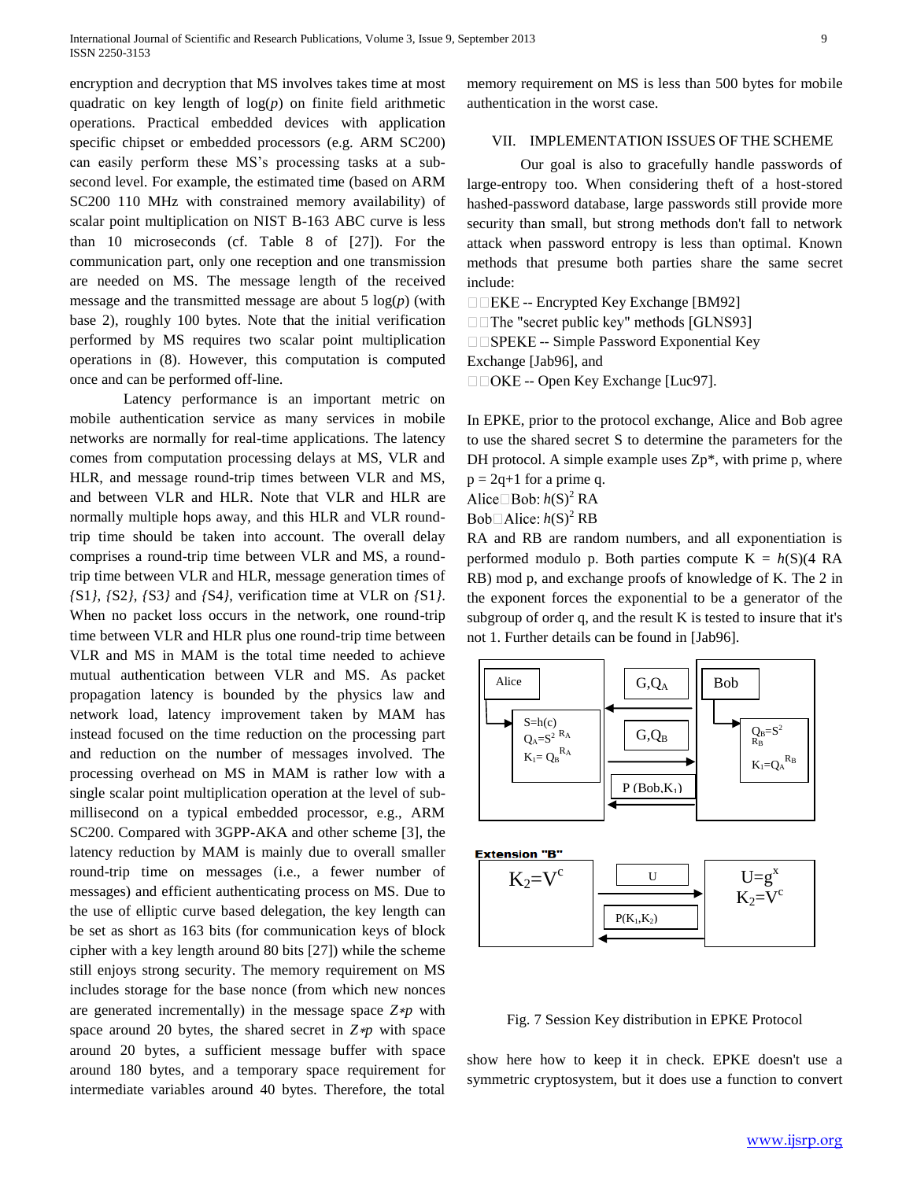encryption and decryption that MS involves takes time at most quadratic on key length of $\log(p)$ on finite field arithmetic operations. Practical embedded devices with application specific chipset or embedded processors (e.g. ARM SC200) can easily perform these MS's processing tasks at a sub-second level. For example, the estimated time (based on ARM SC200 110 MHz with constrained memory availability) of scalar point multiplication on NIST B-163 ABC curve is less than 10 microseconds (cf. Table 8 of [27]). For the communication part, only one reception and one transmission are needed on MS. The message length of the received message and the transmitted message are about 5 $\log(p)$ (with base 2), roughly 100 bytes. Note that the initial verification performed by MS requires two scalar point multiplication operations in (8). However, this computation is computed once and can be performed off-line.

Latency performance is an important metric on mobile authentication service as many services in mobile networks are normally for real-time applications. The latency comes from computation processing delays at MS, VLR and HLR, and message round-trip times between VLR and MS, and between VLR and HLR. Note that VLR and HLR are normally multiple hops away, and this HLR and VLR round-trip time should be taken into account. The overall delay comprises a round-trip time between VLR and MS, a round-trip time between VLR and HLR, message generation times of *{S1}*, *{S2}*, *{S3}* and *{S4}*, verification time at VLR on *{S1}*. When no packet loss occurs in the network, one round-trip time between VLR and HLR plus one round-trip time between VLR and MS in MAM is the total time needed to achieve mutual authentication between VLR and MS. As packet propagation latency is bounded by the physics law and network load, latency improvement taken by MAM has instead focused on the time reduction on the processing part and reduction on the number of messages involved. The processing overhead on MS in MAM is rather low with a single scalar point multiplication operation at the level of sub-millisecond on a typical embedded processor, e.g., ARM SC200. Compared with 3GPP-AKA and other scheme [3], the latency reduction by MAM is mainly due to overall smaller round-trip time on messages (i.e., a fewer number of messages) and efficient authenticating process on MS. Due to the use of elliptic curve based delegation, the key length can be set as short as 163 bits (for communication keys of block cipher with a key length around 80 bits [27]) while the scheme still enjoys strong security. The memory requirement on MS includes storage for the base nonce (from which new nonces are generated incrementally) in the message space $Z{*}p$ with space around 20 bytes, the shared secret in $Z{*}p$ with space around 20 bytes, a sufficient message buffer with space around 180 bytes, and a temporary space requirement for intermediate variables around 40 bytes. Therefore, the total memory requirement on MS is less than 500 bytes for mobile authentication in the worst case.

## VII. IMPLEMENTATION ISSUES OF THE SCHEME

Our goal is also to gracefully handle passwords of large-entropy too. When considering theft of a host-stored hashed-password database, large passwords still provide more security than small, but strong methods don't fall to network attack when password entropy is less than optimal. Known methods that presume both parties share the same secret include:

- EKE -- Encrypted Key Exchange [BM92]
- The "secret public key" methods [GLNS93]
- SPEKE -- Simple Password Exponential Key Exchange [Jab96], and
- OKE -- Open Key Exchange [Luc97].

In EPKE, prior to the protocol exchange, Alice and Bob agree to use the shared secret S to determine the parameters for the DH protocol. A simple example uses Zp*, with prime p, where p = 2q+1 for a prime q.

Alice→Bob: $h(S)^2$ RA

Bob→Alice: $h(S)^2$ RB

RA and RB are random numbers, and all exponentiation is performed modulo p. Both parties compute K = $h$(S)(4 RA RB) mod p, and exchange proofs of knowledge of K. The 2 in the exponent forces the exponential to be a generator of the subgroup of order q, and the result K is tested to insure that it's not 1. Further details can be found in [Jab96].

| Alice | | Bob |
|---|---|---|
| S=h(c), $Q_A=S^{2\,R_A}$, $K_1=Q_B^{\,R_A}$ | $G,Q_A$ ← ; $G,Q_B$ → ; P (Bob,$K_1$) ← | $Q_B=S^{2\,R_B}$, $K_1=Q_A^{\,R_B}$ |

**Extension "B"**

| | | |
|---|---|---|
| $K_2=V^c$ | U → ; P($K_1$,$K_2$) ← | $U=g^x$, $K_2=V^c$ |

Fig. 7 Session Key distribution in EPKE Protocol

show here how to keep it in check. EPKE doesn't use a symmetric cryptosystem, but it does use a function to convert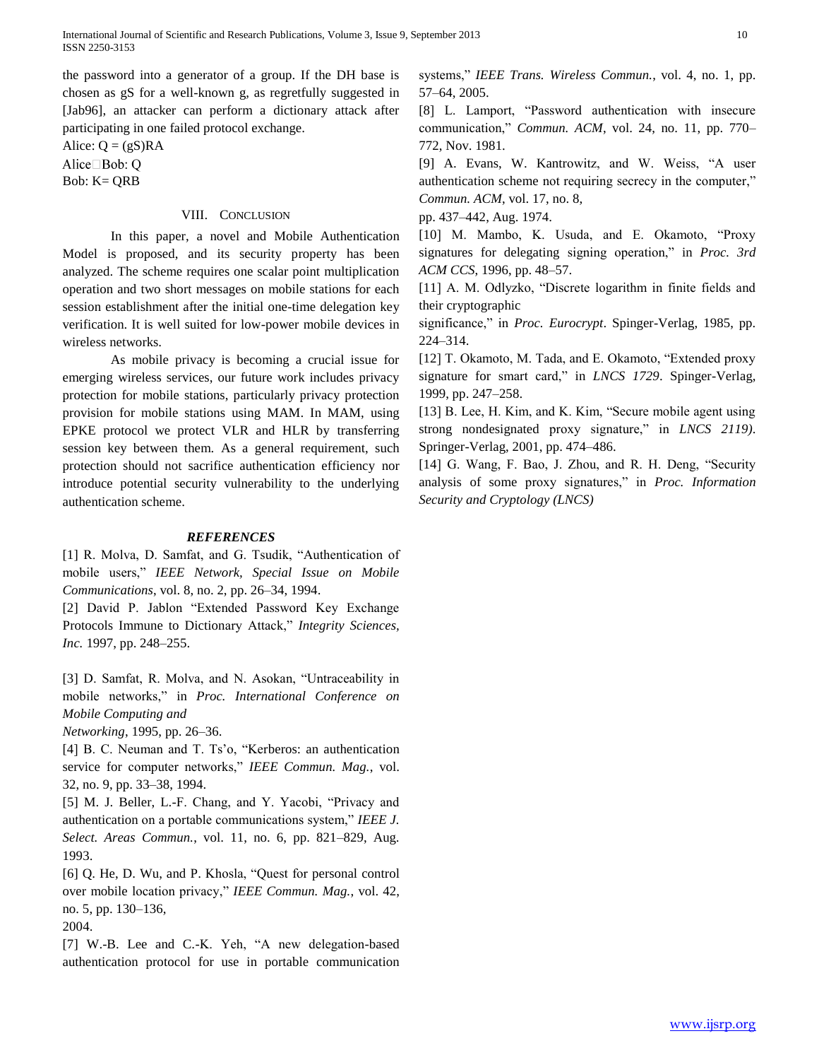the password into a generator of a group. If the DH base is chosen as gS for a well-known g, as regretfully suggested in [Jab96], an attacker can perform a dictionary attack after participating in one failed protocol exchange.

Alice: $Q = (gS)RA$

Alice□Bob: Q

Bob: $K= QRB$

## VIII. CONCLUSION

In this paper, a novel and Mobile Authentication Model is proposed, and its security property has been analyzed. The scheme requires one scalar point multiplication operation and two short messages on mobile stations for each session establishment after the initial one-time delegation key verification. It is well suited for low-power mobile devices in wireless networks.

As mobile privacy is becoming a crucial issue for emerging wireless services, our future work includes privacy protection for mobile stations, particularly privacy protection provision for mobile stations using MAM. In MAM, using EPKE protocol we protect VLR and HLR by transferring session key between them. As a general requirement, such protection should not sacrifice authentication efficiency nor introduce potential security vulnerability to the underlying authentication scheme.

## *REFERENCES*

[1] R. Molva, D. Samfat, and G. Tsudik, "Authentication of mobile users," *IEEE Network, Special Issue on Mobile Communications*, vol. 8, no. 2, pp. 26–34, 1994.

[2] David P. Jablon "Extended Password Key Exchange Protocols Immune to Dictionary Attack," *Integrity Sciences, Inc.* 1997, pp. 248–255.

[3] D. Samfat, R. Molva, and N. Asokan, "Untraceability in mobile networks," in *Proc. International Conference on Mobile Computing and Networking*, 1995, pp. 26–36.

[4] B. C. Neuman and T. Ts'o, "Kerberos: an authentication service for computer networks," *IEEE Commun. Mag.*, vol. 32, no. 9, pp. 33–38, 1994.

[5] M. J. Beller, L.-F. Chang, and Y. Yacobi, "Privacy and authentication on a portable communications system," *IEEE J. Select. Areas Commun.*, vol. 11, no. 6, pp. 821–829, Aug. 1993.

[6] Q. He, D. Wu, and P. Khosla, "Quest for personal control over mobile location privacy," *IEEE Commun. Mag.*, vol. 42, no. 5, pp. 130–136, 2004.

[7] W.-B. Lee and C.-K. Yeh, "A new delegation-based authentication protocol for use in portable communication systems," *IEEE Trans. Wireless Commun.*, vol. 4, no. 1, pp. 57–64, 2005.

[8] L. Lamport, "Password authentication with insecure communication," *Commun. ACM*, vol. 24, no. 11, pp. 770–772, Nov. 1981.

[9] A. Evans, W. Kantrowitz, and W. Weiss, "A user authentication scheme not requiring secrecy in the computer," *Commun. ACM*, vol. 17, no. 8, pp. 437–442, Aug. 1974.

[10] M. Mambo, K. Usuda, and E. Okamoto, "Proxy signatures for delegating signing operation," in *Proc. 3rd ACM CCS*, 1996, pp. 48–57.

[11] A. M. Odlyzko, "Discrete logarithm in finite fields and their cryptographic significance," in *Proc. Eurocrypt*. Spinger-Verlag, 1985, pp. 224–314.

[12] T. Okamoto, M. Tada, and E. Okamoto, "Extended proxy signature for smart card," in *LNCS 1729*. Spinger-Verlag, 1999, pp. 247–258.

[13] B. Lee, H. Kim, and K. Kim, "Secure mobile agent using strong nondesignated proxy signature," in *LNCS 2119)*. Springer-Verlag, 2001, pp. 474–486.

[14] G. Wang, F. Bao, J. Zhou, and R. H. Deng, "Security analysis of some proxy signatures," in *Proc. Information Security and Cryptology (LNCS)*